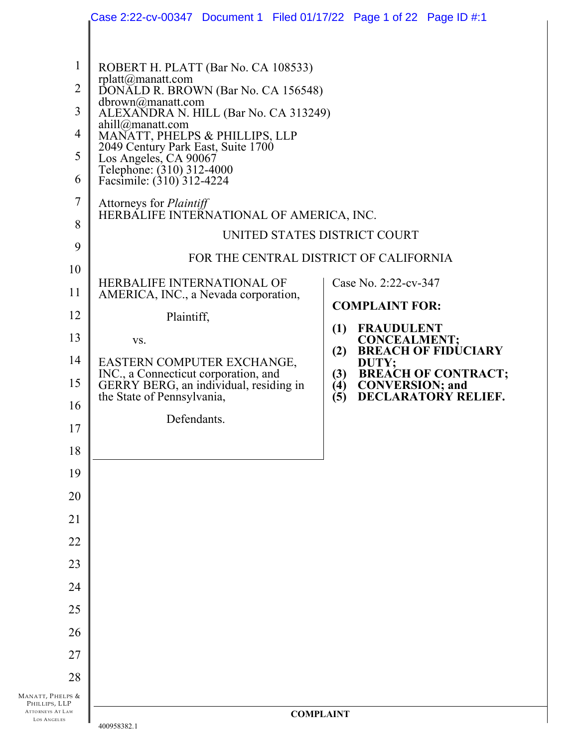ROBERT H. PLATT (Bar No. CA 108533)
rplatt@manatt.com
DONALD R. BROWN (Bar No. CA 156548)
dbrown@manatt.com
ALEXANDRA N. HILL (Bar No. CA 313249)
ahill@manatt.com
MANATT, PHELPS & PHILLIPS, LLP
2049 Century Park East, Suite 1700
Los Angeles, CA 90067
Telephone: (310) 312-4000
Facsimile: (310) 312-4224

Attorneys for *Plaintiff*
HERBALIFE INTERNATIONAL OF AMERICA, INC.

UNITED STATES DISTRICT COURT

FOR THE CENTRAL DISTRICT OF CALIFORNIA

HERBALIFE INTERNATIONAL OF AMERICA, INC., a Nevada corporation,

Plaintiff,

vs.

EASTERN COMPUTER EXCHANGE, INC., a Connecticut corporation, and GERRY BERG, an individual, residing in the State of Pennsylvania,

Defendants.

Case No. 2:22-cv-347

**COMPLAINT FOR:**

**(1) FRAUDULENT CONCEALMENT;**
**(2) BREACH OF FIDUCIARY DUTY;**
**(3) BREACH OF CONTRACT;**
**(4) CONVERSION; and**
**(5) DECLARATORY RELIEF.**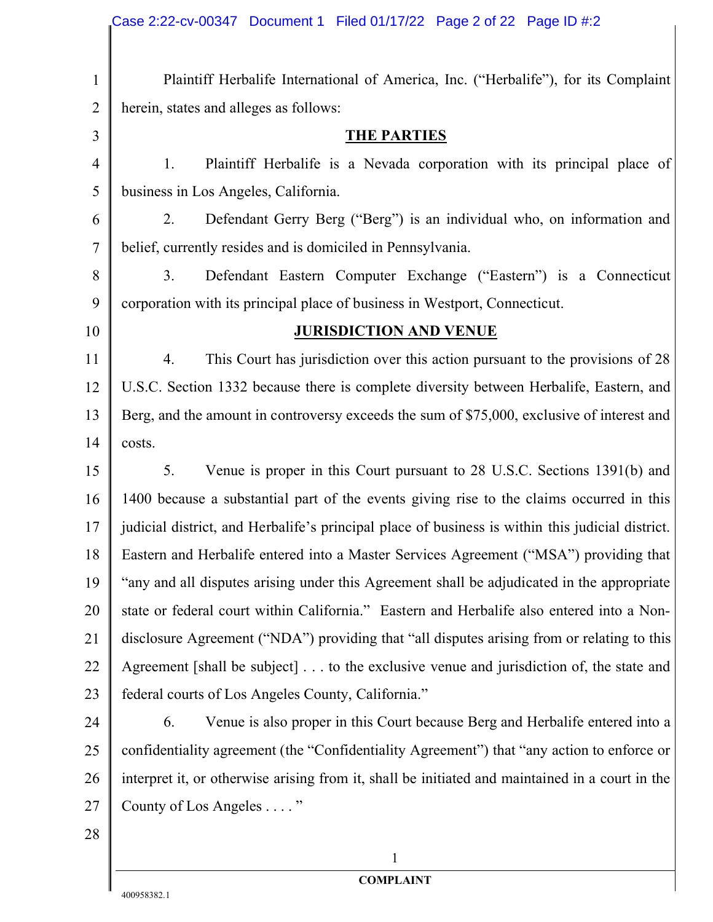Plaintiff Herbalife International of America, Inc. ("Herbalife"), for its Complaint herein, states and alleges as follows:

## THE PARTIES

1. Plaintiff Herbalife is a Nevada corporation with its principal place of business in Los Angeles, California.

2. Defendant Gerry Berg ("Berg") is an individual who, on information and belief, currently resides and is domiciled in Pennsylvania.

3. Defendant Eastern Computer Exchange ("Eastern") is a Connecticut corporation with its principal place of business in Westport, Connecticut.

## JURISDICTION AND VENUE

4. This Court has jurisdiction over this action pursuant to the provisions of 28 U.S.C. Section 1332 because there is complete diversity between Herbalife, Eastern, and Berg, and the amount in controversy exceeds the sum of $75,000, exclusive of interest and costs.

5. Venue is proper in this Court pursuant to 28 U.S.C. Sections 1391(b) and 1400 because a substantial part of the events giving rise to the claims occurred in this judicial district, and Herbalife's principal place of business is within this judicial district. Eastern and Herbalife entered into a Master Services Agreement ("MSA") providing that "any and all disputes arising under this Agreement shall be adjudicated in the appropriate state or federal court within California." Eastern and Herbalife also entered into a Non-disclosure Agreement ("NDA") providing that "all disputes arising from or relating to this Agreement [shall be subject] . . . to the exclusive venue and jurisdiction of, the state and federal courts of Los Angeles County, California."

6. Venue is also proper in this Court because Berg and Herbalife entered into a confidentiality agreement (the "Confidentiality Agreement") that "any action to enforce or interpret it, or otherwise arising from it, shall be initiated and maintained in a court in the County of Los Angeles . . . . "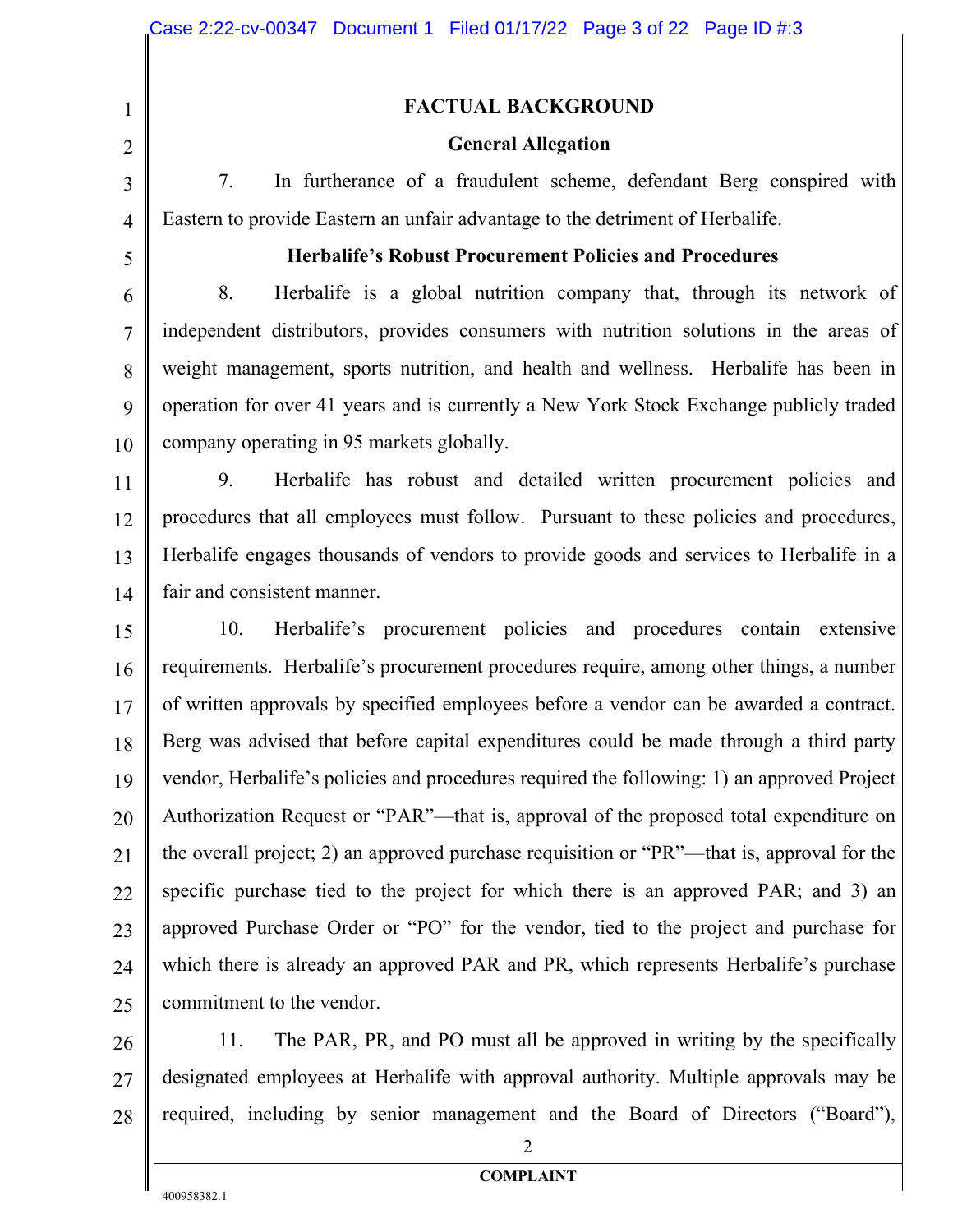## FACTUAL BACKGROUND

### General Allegation

7. In furtherance of a fraudulent scheme, defendant Berg conspired with Eastern to provide Eastern an unfair advantage to the detriment of Herbalife.

### Herbalife's Robust Procurement Policies and Procedures

8. Herbalife is a global nutrition company that, through its network of independent distributors, provides consumers with nutrition solutions in the areas of weight management, sports nutrition, and health and wellness. Herbalife has been in operation for over 41 years and is currently a New York Stock Exchange publicly traded company operating in 95 markets globally.

9. Herbalife has robust and detailed written procurement policies and procedures that all employees must follow. Pursuant to these policies and procedures, Herbalife engages thousands of vendors to provide goods and services to Herbalife in a fair and consistent manner.

10. Herbalife's procurement policies and procedures contain extensive requirements. Herbalife's procurement procedures require, among other things, a number of written approvals by specified employees before a vendor can be awarded a contract. Berg was advised that before capital expenditures could be made through a third party vendor, Herbalife's policies and procedures required the following: 1) an approved Project Authorization Request or "PAR"—that is, approval of the proposed total expenditure on the overall project; 2) an approved purchase requisition or "PR"—that is, approval for the specific purchase tied to the project for which there is an approved PAR; and 3) an approved Purchase Order or "PO" for the vendor, tied to the project and purchase for which there is already an approved PAR and PR, which represents Herbalife's purchase commitment to the vendor.

11. The PAR, PR, and PO must all be approved in writing by the specifically designated employees at Herbalife with approval authority. Multiple approvals may be required, including by senior management and the Board of Directors ("Board"),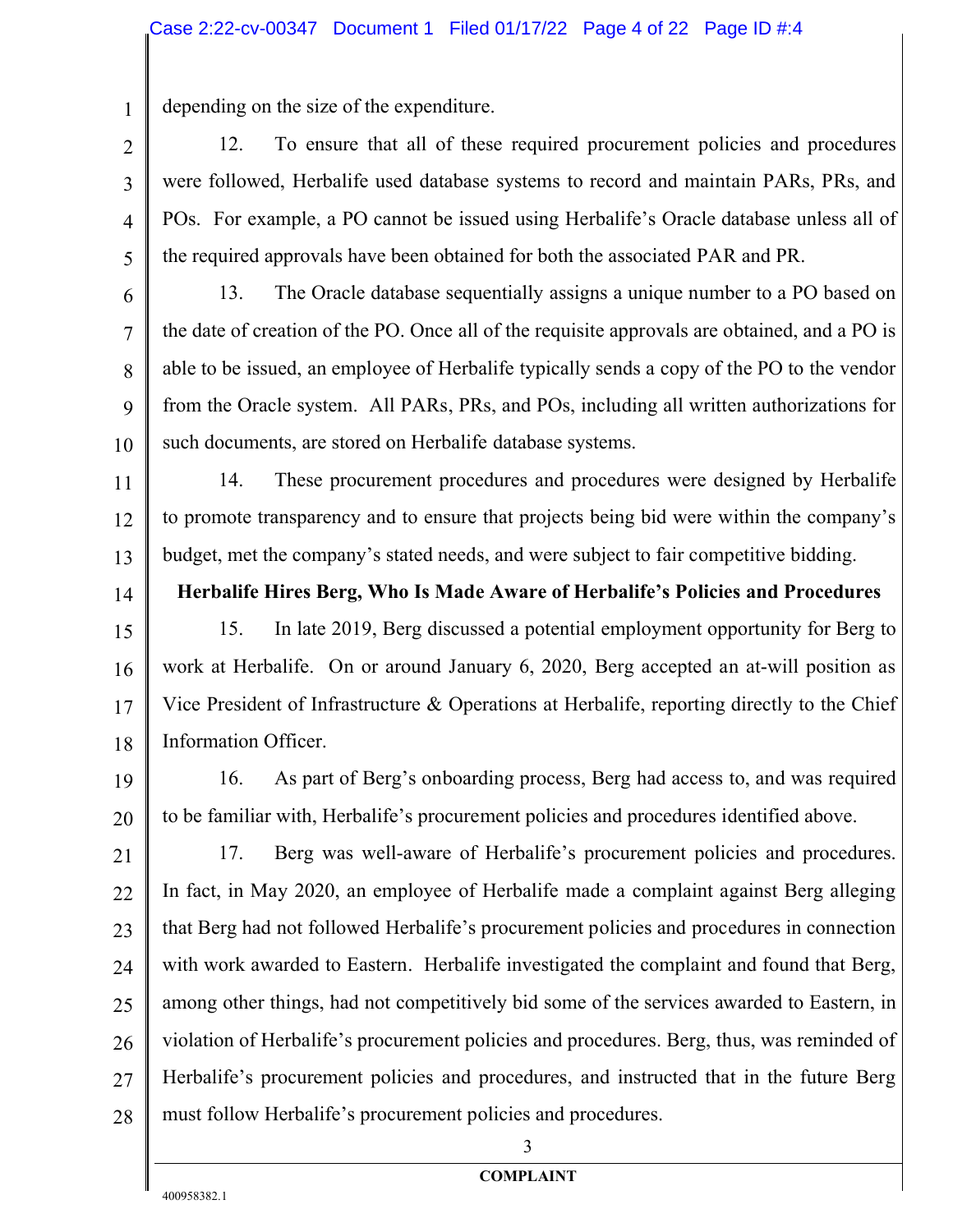depending on the size of the expenditure.

12. To ensure that all of these required procurement policies and procedures were followed, Herbalife used database systems to record and maintain PARs, PRs, and POs. For example, a PO cannot be issued using Herbalife's Oracle database unless all of the required approvals have been obtained for both the associated PAR and PR.

13. The Oracle database sequentially assigns a unique number to a PO based on the date of creation of the PO. Once all of the requisite approvals are obtained, and a PO is able to be issued, an employee of Herbalife typically sends a copy of the PO to the vendor from the Oracle system. All PARs, PRs, and POs, including all written authorizations for such documents, are stored on Herbalife database systems.

14. These procurement procedures and procedures were designed by Herbalife to promote transparency and to ensure that projects being bid were within the company's budget, met the company's stated needs, and were subject to fair competitive bidding.

**Herbalife Hires Berg, Who Is Made Aware of Herbalife's Policies and Procedures**

15. In late 2019, Berg discussed a potential employment opportunity for Berg to work at Herbalife. On or around January 6, 2020, Berg accepted an at-will position as Vice President of Infrastructure & Operations at Herbalife, reporting directly to the Chief Information Officer.

16. As part of Berg's onboarding process, Berg had access to, and was required to be familiar with, Herbalife's procurement policies and procedures identified above.

17. Berg was well-aware of Herbalife's procurement policies and procedures. In fact, in May 2020, an employee of Herbalife made a complaint against Berg alleging that Berg had not followed Herbalife's procurement policies and procedures in connection with work awarded to Eastern. Herbalife investigated the complaint and found that Berg, among other things, had not competitively bid some of the services awarded to Eastern, in violation of Herbalife's procurement policies and procedures. Berg, thus, was reminded of Herbalife's procurement policies and procedures, and instructed that in the future Berg must follow Herbalife's procurement policies and procedures.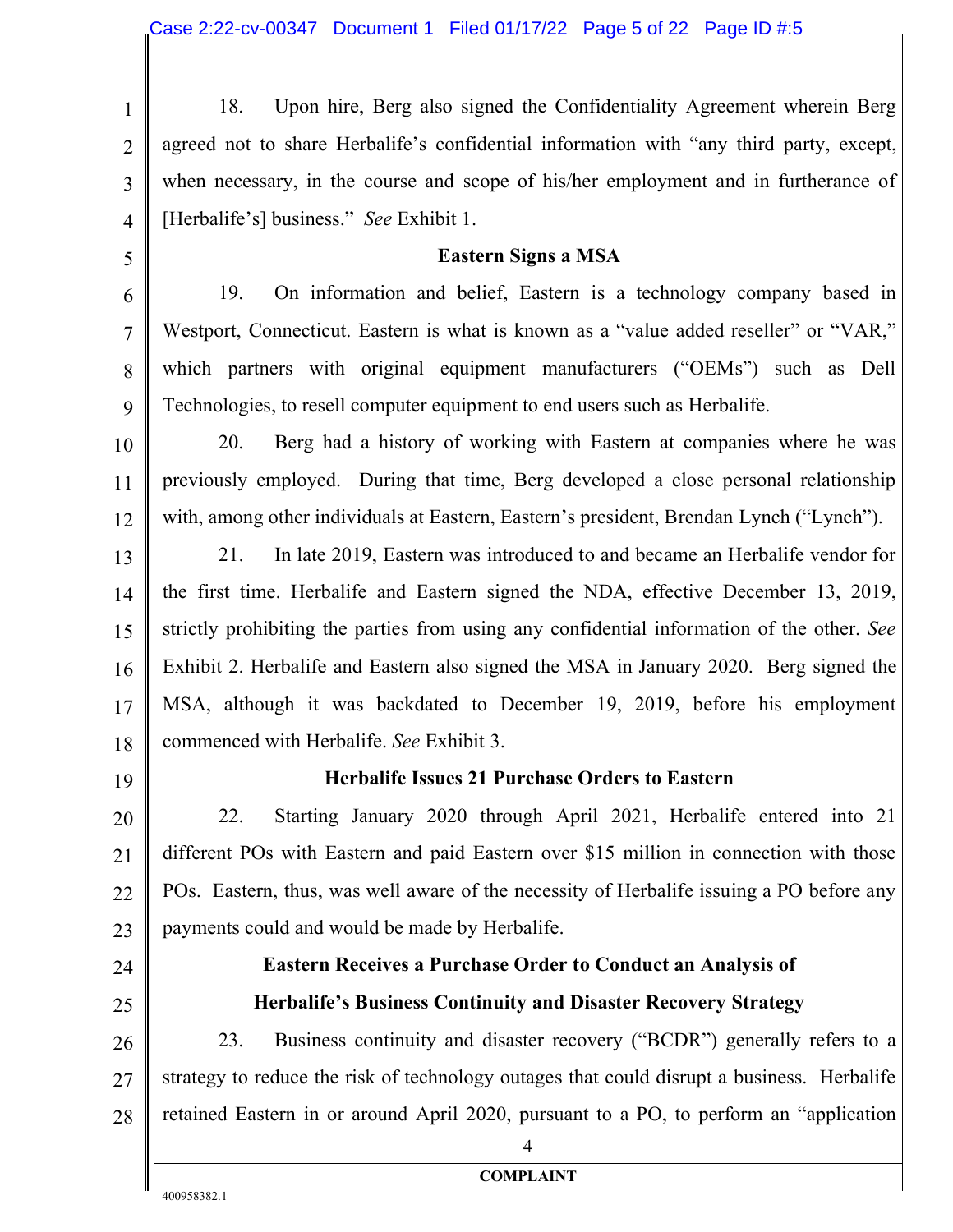18. Upon hire, Berg also signed the Confidentiality Agreement wherein Berg agreed not to share Herbalife's confidential information with "any third party, except, when necessary, in the course and scope of his/her employment and in furtherance of [Herbalife's] business." *See* Exhibit 1.

**Eastern Signs a MSA**

19. On information and belief, Eastern is a technology company based in Westport, Connecticut. Eastern is what is known as a "value added reseller" or "VAR," which partners with original equipment manufacturers ("OEMs") such as Dell Technologies, to resell computer equipment to end users such as Herbalife.

20. Berg had a history of working with Eastern at companies where he was previously employed. During that time, Berg developed a close personal relationship with, among other individuals at Eastern, Eastern's president, Brendan Lynch ("Lynch").

21. In late 2019, Eastern was introduced to and became an Herbalife vendor for the first time. Herbalife and Eastern signed the NDA, effective December 13, 2019, strictly prohibiting the parties from using any confidential information of the other. *See* Exhibit 2. Herbalife and Eastern also signed the MSA in January 2020. Berg signed the MSA, although it was backdated to December 19, 2019, before his employment commenced with Herbalife. *See* Exhibit 3.

**Herbalife Issues 21 Purchase Orders to Eastern**

22. Starting January 2020 through April 2021, Herbalife entered into 21 different POs with Eastern and paid Eastern over $15 million in connection with those POs. Eastern, thus, was well aware of the necessity of Herbalife issuing a PO before any payments could and would be made by Herbalife.

**Eastern Receives a Purchase Order to Conduct an Analysis of Herbalife's Business Continuity and Disaster Recovery Strategy**

23. Business continuity and disaster recovery ("BCDR") generally refers to a strategy to reduce the risk of technology outages that could disrupt a business. Herbalife retained Eastern in or around April 2020, pursuant to a PO, to perform an "application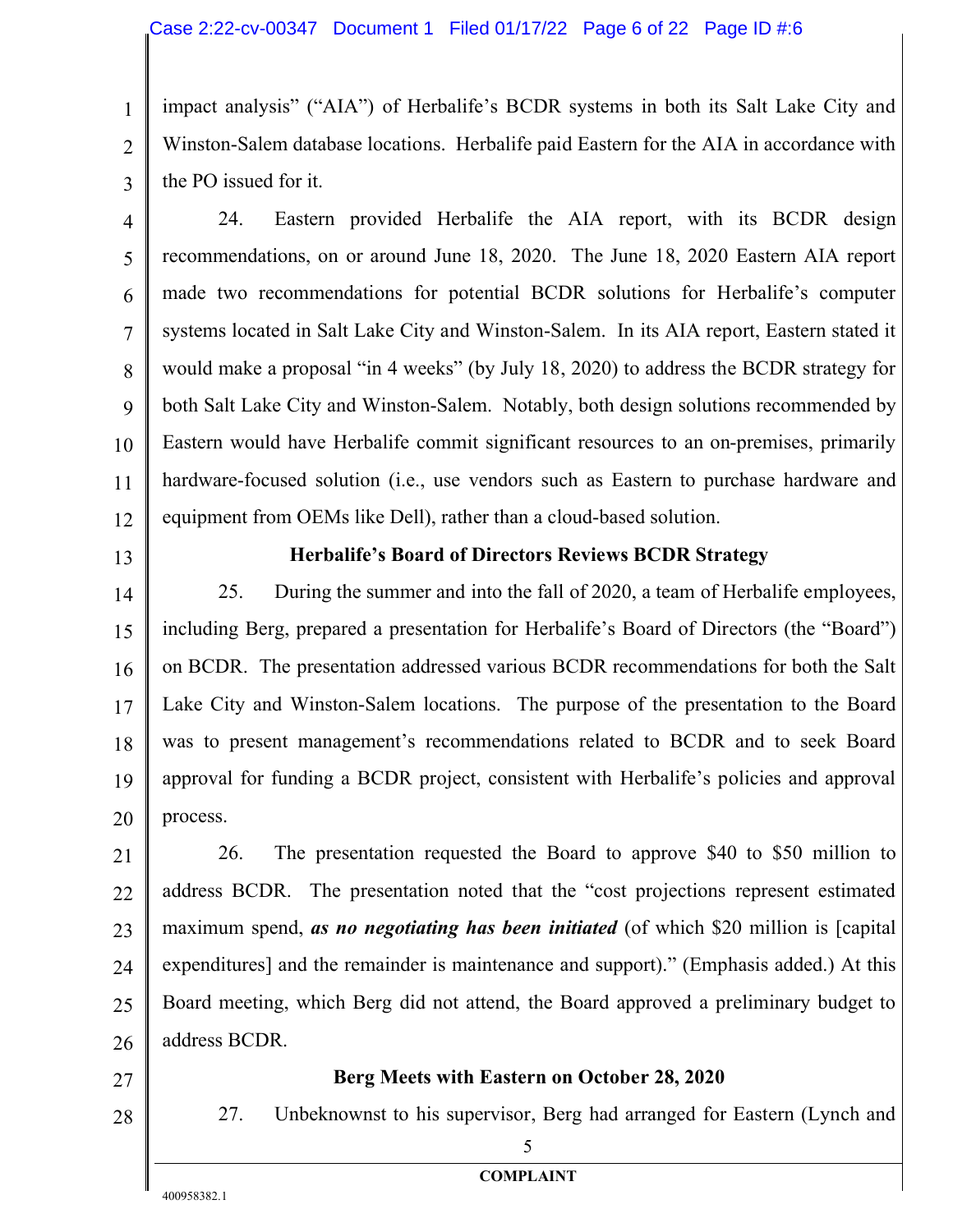impact analysis" ("AIA") of Herbalife's BCDR systems in both its Salt Lake City and Winston-Salem database locations. Herbalife paid Eastern for the AIA in accordance with the PO issued for it.

24. Eastern provided Herbalife the AIA report, with its BCDR design recommendations, on or around June 18, 2020. The June 18, 2020 Eastern AIA report made two recommendations for potential BCDR solutions for Herbalife's computer systems located in Salt Lake City and Winston-Salem. In its AIA report, Eastern stated it would make a proposal "in 4 weeks" (by July 18, 2020) to address the BCDR strategy for both Salt Lake City and Winston-Salem. Notably, both design solutions recommended by Eastern would have Herbalife commit significant resources to an on-premises, primarily hardware-focused solution (i.e., use vendors such as Eastern to purchase hardware and equipment from OEMs like Dell), rather than a cloud-based solution.

**Herbalife's Board of Directors Reviews BCDR Strategy**

25. During the summer and into the fall of 2020, a team of Herbalife employees, including Berg, prepared a presentation for Herbalife's Board of Directors (the "Board") on BCDR. The presentation addressed various BCDR recommendations for both the Salt Lake City and Winston-Salem locations. The purpose of the presentation to the Board was to present management's recommendations related to BCDR and to seek Board approval for funding a BCDR project, consistent with Herbalife's policies and approval process.

26. The presentation requested the Board to approve $40 to $50 million to address BCDR. The presentation noted that the "cost projections represent estimated maximum spend, ***as no negotiating has been initiated*** (of which $20 million is [capital expenditures] and the remainder is maintenance and support)." (Emphasis added.) At this Board meeting, which Berg did not attend, the Board approved a preliminary budget to address BCDR.

**Berg Meets with Eastern on October 28, 2020**

27. Unbeknownst to his supervisor, Berg had arranged for Eastern (Lynch and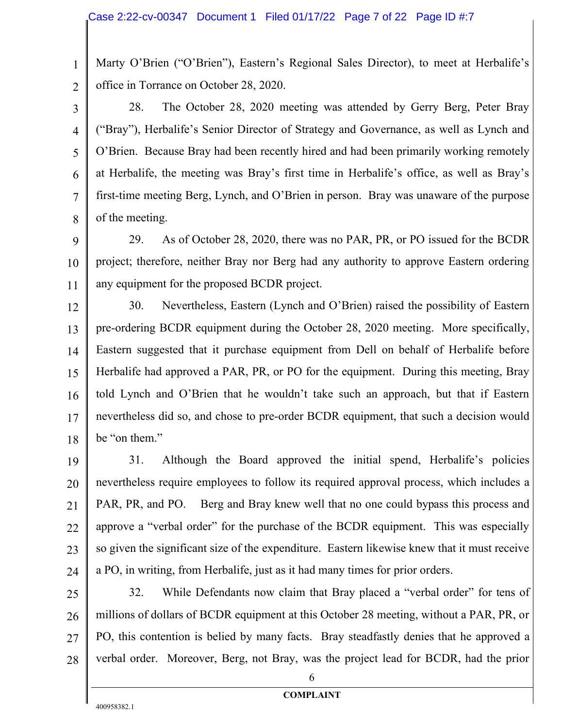Marty O'Brien ("O'Brien"), Eastern's Regional Sales Director), to meet at Herbalife's office in Torrance on October 28, 2020.

28. The October 28, 2020 meeting was attended by Gerry Berg, Peter Bray ("Bray"), Herbalife's Senior Director of Strategy and Governance, as well as Lynch and O'Brien. Because Bray had been recently hired and had been primarily working remotely at Herbalife, the meeting was Bray's first time in Herbalife's office, as well as Bray's first-time meeting Berg, Lynch, and O'Brien in person. Bray was unaware of the purpose of the meeting.

29. As of October 28, 2020, there was no PAR, PR, or PO issued for the BCDR project; therefore, neither Bray nor Berg had any authority to approve Eastern ordering any equipment for the proposed BCDR project.

30. Nevertheless, Eastern (Lynch and O'Brien) raised the possibility of Eastern pre-ordering BCDR equipment during the October 28, 2020 meeting. More specifically, Eastern suggested that it purchase equipment from Dell on behalf of Herbalife before Herbalife had approved a PAR, PR, or PO for the equipment. During this meeting, Bray told Lynch and O'Brien that he wouldn't take such an approach, but that if Eastern nevertheless did so, and chose to pre-order BCDR equipment, that such a decision would be "on them."

31. Although the Board approved the initial spend, Herbalife's policies nevertheless require employees to follow its required approval process, which includes a PAR, PR, and PO. Berg and Bray knew well that no one could bypass this process and approve a "verbal order" for the purchase of the BCDR equipment. This was especially so given the significant size of the expenditure. Eastern likewise knew that it must receive a PO, in writing, from Herbalife, just as it had many times for prior orders.

32. While Defendants now claim that Bray placed a "verbal order" for tens of millions of dollars of BCDR equipment at this October 28 meeting, without a PAR, PR, or PO, this contention is belied by many facts. Bray steadfastly denies that he approved a verbal order. Moreover, Berg, not Bray, was the project lead for BCDR, had the prior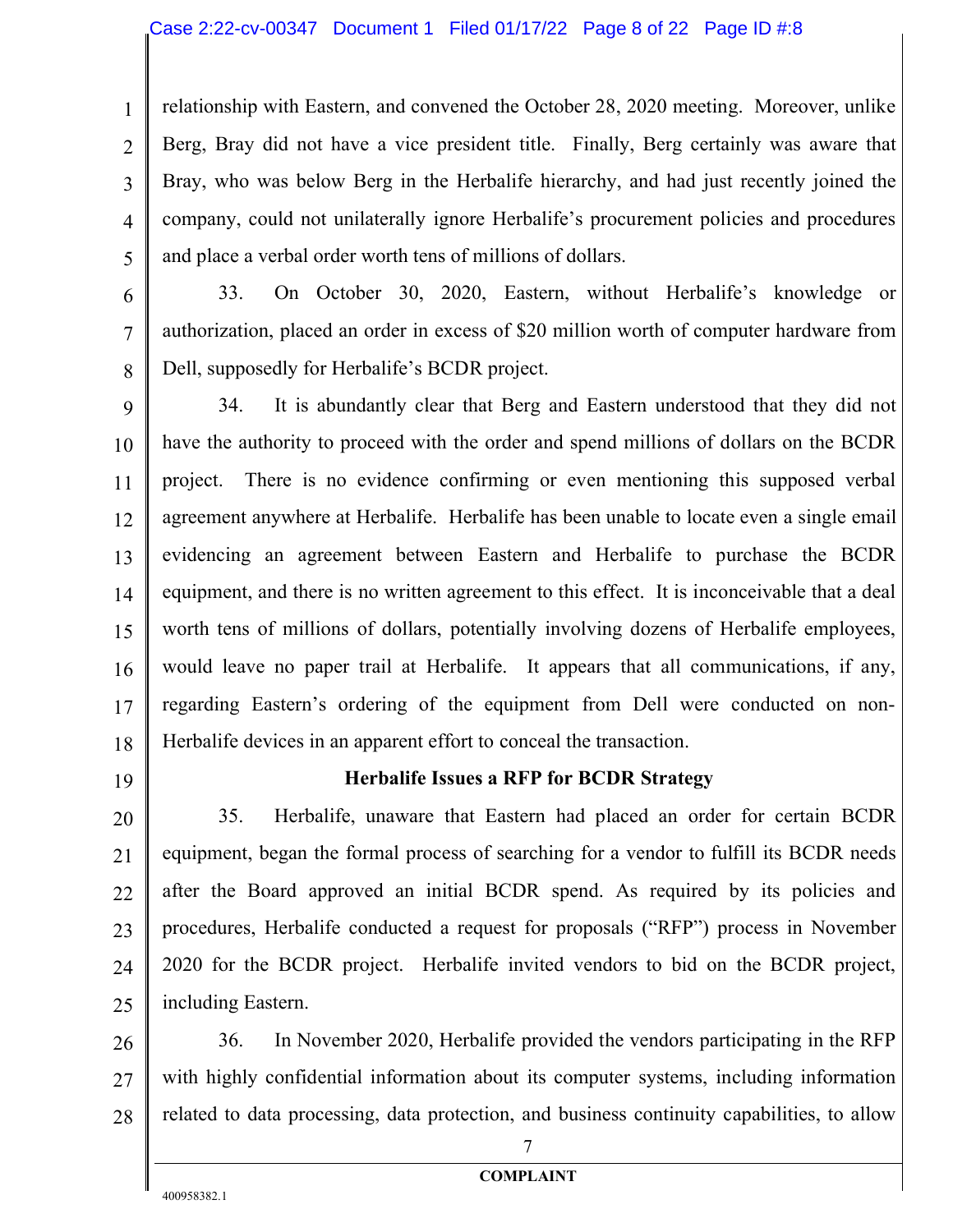relationship with Eastern, and convened the October 28, 2020 meeting. Moreover, unlike Berg, Bray did not have a vice president title. Finally, Berg certainly was aware that Bray, who was below Berg in the Herbalife hierarchy, and had just recently joined the company, could not unilaterally ignore Herbalife's procurement policies and procedures and place a verbal order worth tens of millions of dollars.

33. On October 30, 2020, Eastern, without Herbalife's knowledge or authorization, placed an order in excess of $20 million worth of computer hardware from Dell, supposedly for Herbalife's BCDR project.

34. It is abundantly clear that Berg and Eastern understood that they did not have the authority to proceed with the order and spend millions of dollars on the BCDR project. There is no evidence confirming or even mentioning this supposed verbal agreement anywhere at Herbalife. Herbalife has been unable to locate even a single email evidencing an agreement between Eastern and Herbalife to purchase the BCDR equipment, and there is no written agreement to this effect. It is inconceivable that a deal worth tens of millions of dollars, potentially involving dozens of Herbalife employees, would leave no paper trail at Herbalife. It appears that all communications, if any, regarding Eastern's ordering of the equipment from Dell were conducted on non-Herbalife devices in an apparent effort to conceal the transaction.

**Herbalife Issues a RFP for BCDR Strategy**

35. Herbalife, unaware that Eastern had placed an order for certain BCDR equipment, began the formal process of searching for a vendor to fulfill its BCDR needs after the Board approved an initial BCDR spend. As required by its policies and procedures, Herbalife conducted a request for proposals ("RFP") process in November 2020 for the BCDR project. Herbalife invited vendors to bid on the BCDR project, including Eastern.

36. In November 2020, Herbalife provided the vendors participating in the RFP with highly confidential information about its computer systems, including information related to data processing, data protection, and business continuity capabilities, to allow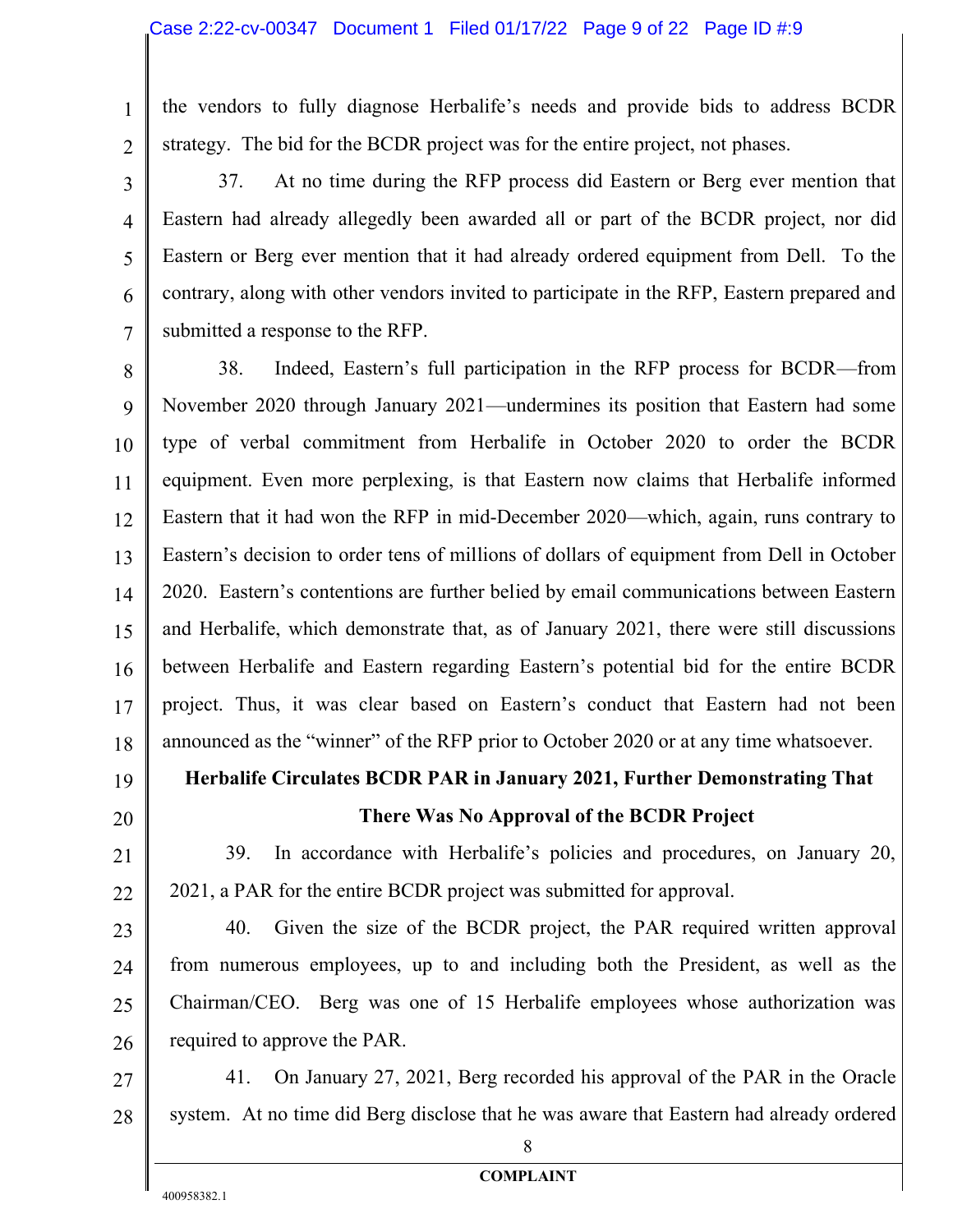the vendors to fully diagnose Herbalife's needs and provide bids to address BCDR strategy. The bid for the BCDR project was for the entire project, not phases.

37. At no time during the RFP process did Eastern or Berg ever mention that Eastern had already allegedly been awarded all or part of the BCDR project, nor did Eastern or Berg ever mention that it had already ordered equipment from Dell. To the contrary, along with other vendors invited to participate in the RFP, Eastern prepared and submitted a response to the RFP.

38. Indeed, Eastern's full participation in the RFP process for BCDR—from November 2020 through January 2021—undermines its position that Eastern had some type of verbal commitment from Herbalife in October 2020 to order the BCDR equipment. Even more perplexing, is that Eastern now claims that Herbalife informed Eastern that it had won the RFP in mid-December 2020—which, again, runs contrary to Eastern's decision to order tens of millions of dollars of equipment from Dell in October 2020. Eastern's contentions are further belied by email communications between Eastern and Herbalife, which demonstrate that, as of January 2021, there were still discussions between Herbalife and Eastern regarding Eastern's potential bid for the entire BCDR project. Thus, it was clear based on Eastern's conduct that Eastern had not been announced as the "winner" of the RFP prior to October 2020 or at any time whatsoever.

**Herbalife Circulates BCDR PAR in January 2021, Further Demonstrating That There Was No Approval of the BCDR Project**

39. In accordance with Herbalife's policies and procedures, on January 20, 2021, a PAR for the entire BCDR project was submitted for approval.

40. Given the size of the BCDR project, the PAR required written approval from numerous employees, up to and including both the President, as well as the Chairman/CEO. Berg was one of 15 Herbalife employees whose authorization was required to approve the PAR.

41. On January 27, 2021, Berg recorded his approval of the PAR in the Oracle system. At no time did Berg disclose that he was aware that Eastern had already ordered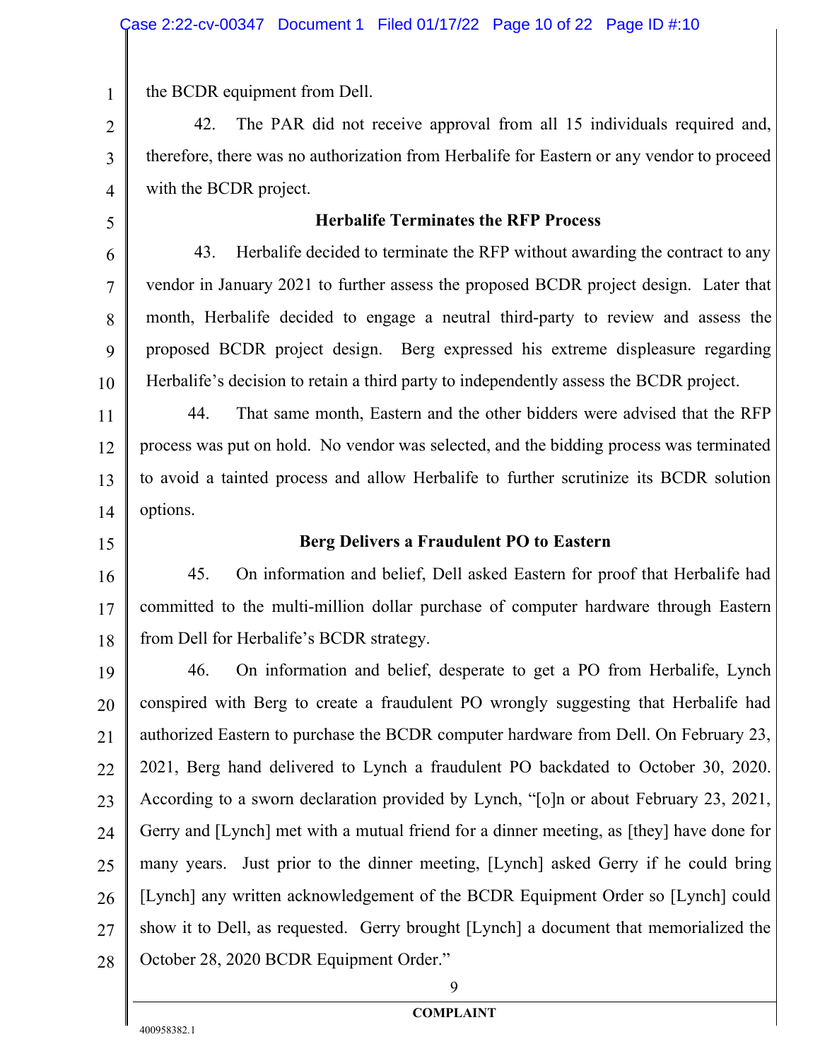the BCDR equipment from Dell.

42. The PAR did not receive approval from all 15 individuals required and, therefore, there was no authorization from Herbalife for Eastern or any vendor to proceed with the BCDR project.

**Herbalife Terminates the RFP Process**

43. Herbalife decided to terminate the RFP without awarding the contract to any vendor in January 2021 to further assess the proposed BCDR project design. Later that month, Herbalife decided to engage a neutral third-party to review and assess the proposed BCDR project design. Berg expressed his extreme displeasure regarding Herbalife's decision to retain a third party to independently assess the BCDR project.

44. That same month, Eastern and the other bidders were advised that the RFP process was put on hold. No vendor was selected, and the bidding process was terminated to avoid a tainted process and allow Herbalife to further scrutinize its BCDR solution options.

**Berg Delivers a Fraudulent PO to Eastern**

45. On information and belief, Dell asked Eastern for proof that Herbalife had committed to the multi-million dollar purchase of computer hardware through Eastern from Dell for Herbalife's BCDR strategy.

46. On information and belief, desperate to get a PO from Herbalife, Lynch conspired with Berg to create a fraudulent PO wrongly suggesting that Herbalife had authorized Eastern to purchase the BCDR computer hardware from Dell. On February 23, 2021, Berg hand delivered to Lynch a fraudulent PO backdated to October 30, 2020. According to a sworn declaration provided by Lynch, "[o]n or about February 23, 2021, Gerry and [Lynch] met with a mutual friend for a dinner meeting, as [they] have done for many years. Just prior to the dinner meeting, [Lynch] asked Gerry if he could bring [Lynch] any written acknowledgement of the BCDR Equipment Order so [Lynch] could show it to Dell, as requested. Gerry brought [Lynch] a document that memorialized the October 28, 2020 BCDR Equipment Order."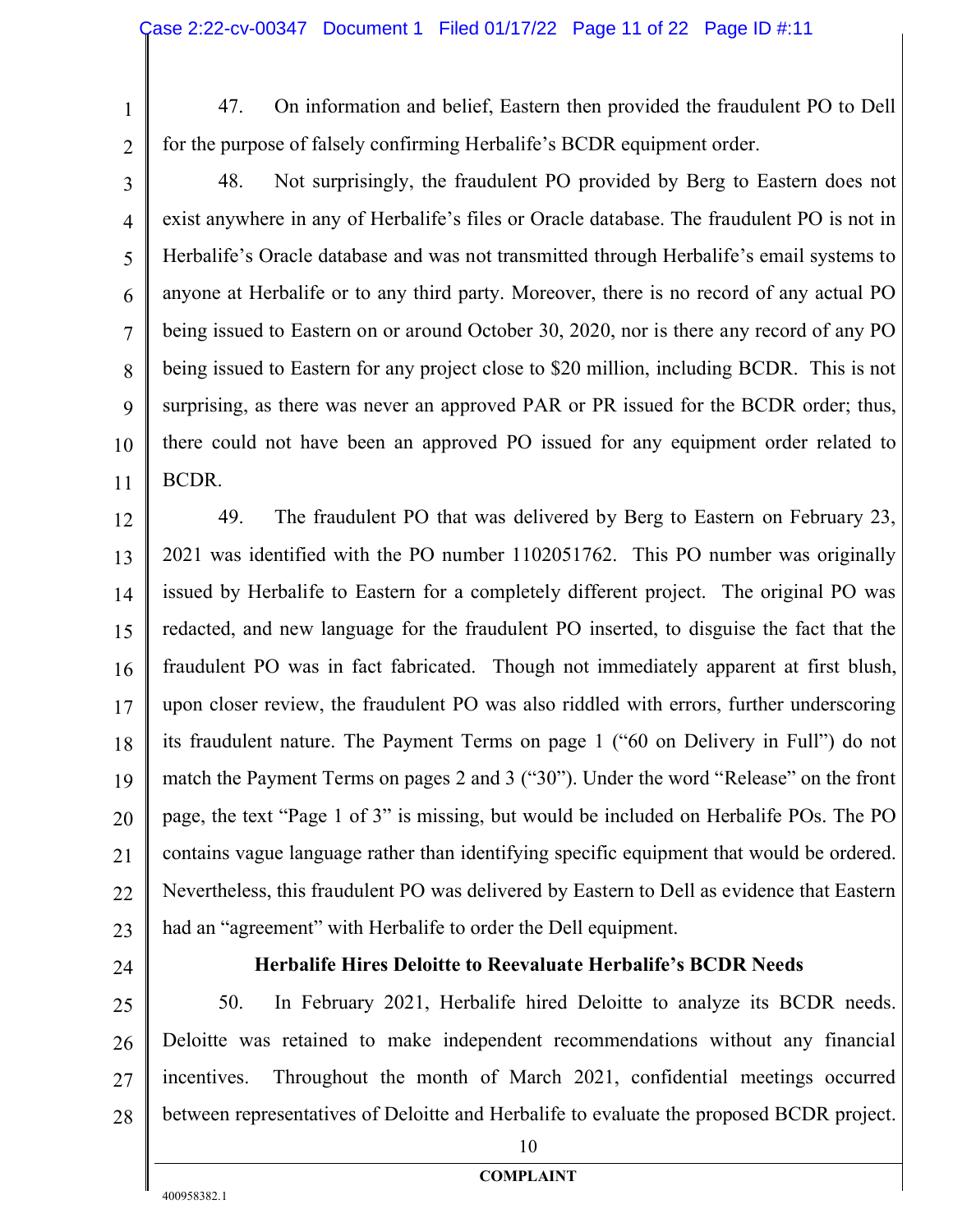47. On information and belief, Eastern then provided the fraudulent PO to Dell for the purpose of falsely confirming Herbalife's BCDR equipment order.

48. Not surprisingly, the fraudulent PO provided by Berg to Eastern does not exist anywhere in any of Herbalife's files or Oracle database. The fraudulent PO is not in Herbalife's Oracle database and was not transmitted through Herbalife's email systems to anyone at Herbalife or to any third party. Moreover, there is no record of any actual PO being issued to Eastern on or around October 30, 2020, nor is there any record of any PO being issued to Eastern for any project close to $20 million, including BCDR. This is not surprising, as there was never an approved PAR or PR issued for the BCDR order; thus, there could not have been an approved PO issued for any equipment order related to BCDR.

49. The fraudulent PO that was delivered by Berg to Eastern on February 23, 2021 was identified with the PO number 1102051762. This PO number was originally issued by Herbalife to Eastern for a completely different project. The original PO was redacted, and new language for the fraudulent PO inserted, to disguise the fact that the fraudulent PO was in fact fabricated. Though not immediately apparent at first blush, upon closer review, the fraudulent PO was also riddled with errors, further underscoring its fraudulent nature. The Payment Terms on page 1 ("60 on Delivery in Full") do not match the Payment Terms on pages 2 and 3 ("30"). Under the word "Release" on the front page, the text "Page 1 of 3" is missing, but would be included on Herbalife POs. The PO contains vague language rather than identifying specific equipment that would be ordered. Nevertheless, this fraudulent PO was delivered by Eastern to Dell as evidence that Eastern had an "agreement" with Herbalife to order the Dell equipment.

**Herbalife Hires Deloitte to Reevaluate Herbalife's BCDR Needs**

50. In February 2021, Herbalife hired Deloitte to analyze its BCDR needs. Deloitte was retained to make independent recommendations without any financial incentives. Throughout the month of March 2021, confidential meetings occurred between representatives of Deloitte and Herbalife to evaluate the proposed BCDR project.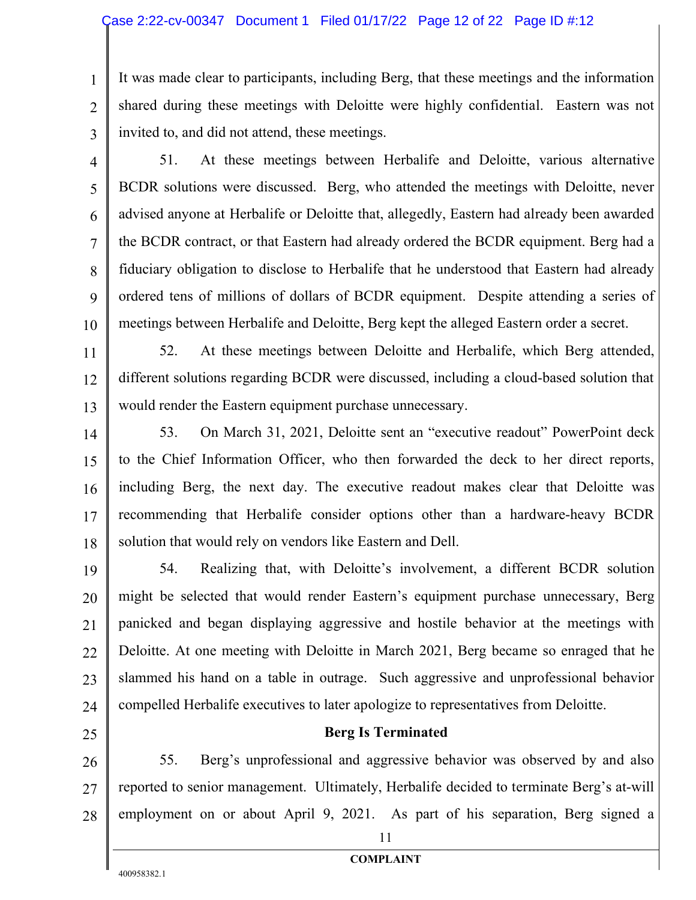It was made clear to participants, including Berg, that these meetings and the information shared during these meetings with Deloitte were highly confidential. Eastern was not invited to, and did not attend, these meetings.

51. At these meetings between Herbalife and Deloitte, various alternative BCDR solutions were discussed. Berg, who attended the meetings with Deloitte, never advised anyone at Herbalife or Deloitte that, allegedly, Eastern had already been awarded the BCDR contract, or that Eastern had already ordered the BCDR equipment. Berg had a fiduciary obligation to disclose to Herbalife that he understood that Eastern had already ordered tens of millions of dollars of BCDR equipment. Despite attending a series of meetings between Herbalife and Deloitte, Berg kept the alleged Eastern order a secret.

52. At these meetings between Deloitte and Herbalife, which Berg attended, different solutions regarding BCDR were discussed, including a cloud-based solution that would render the Eastern equipment purchase unnecessary.

53. On March 31, 2021, Deloitte sent an "executive readout" PowerPoint deck to the Chief Information Officer, who then forwarded the deck to her direct reports, including Berg, the next day. The executive readout makes clear that Deloitte was recommending that Herbalife consider options other than a hardware-heavy BCDR solution that would rely on vendors like Eastern and Dell.

54. Realizing that, with Deloitte's involvement, a different BCDR solution might be selected that would render Eastern's equipment purchase unnecessary, Berg panicked and began displaying aggressive and hostile behavior at the meetings with Deloitte. At one meeting with Deloitte in March 2021, Berg became so enraged that he slammed his hand on a table in outrage. Such aggressive and unprofessional behavior compelled Herbalife executives to later apologize to representatives from Deloitte.

**Berg Is Terminated**

55. Berg's unprofessional and aggressive behavior was observed by and also reported to senior management. Ultimately, Herbalife decided to terminate Berg's at-will employment on or about April 9, 2021. As part of his separation, Berg signed a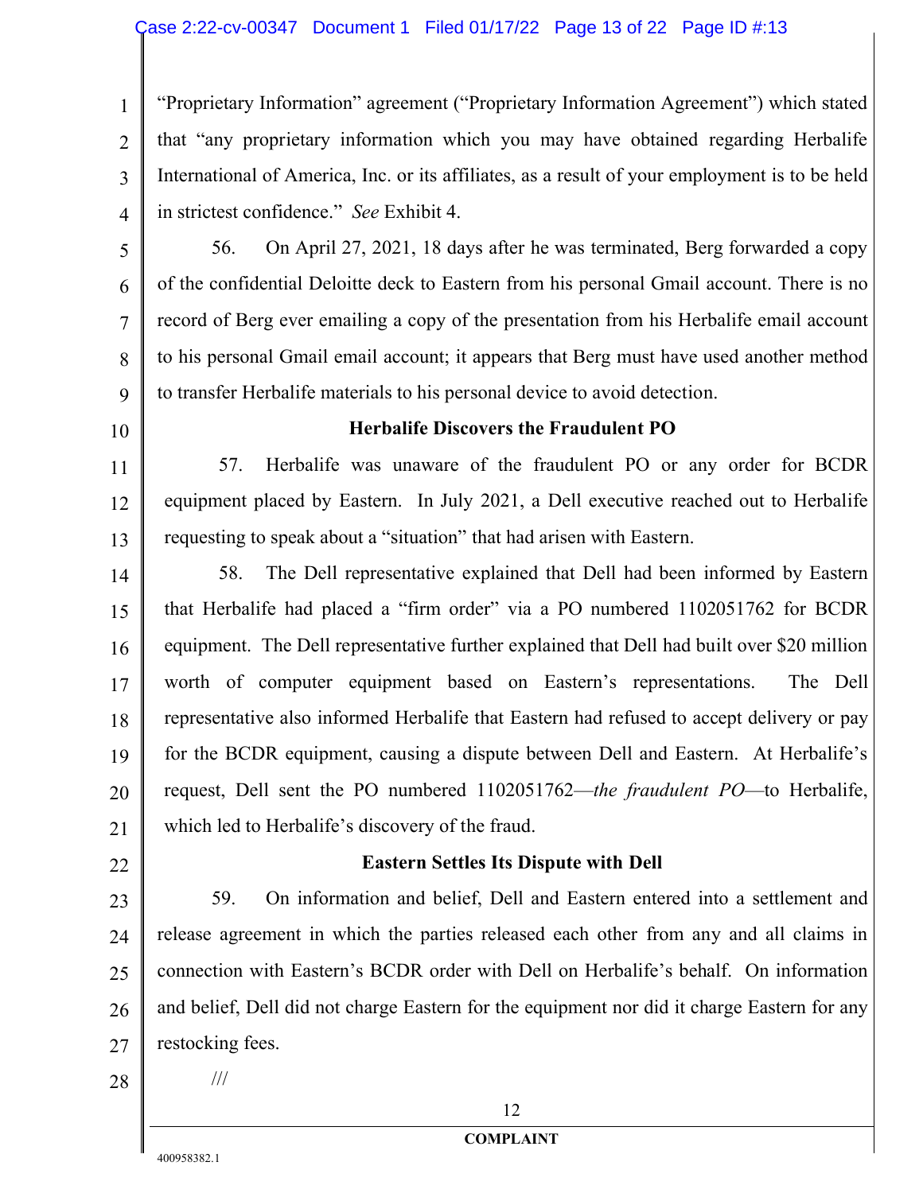"Proprietary Information" agreement ("Proprietary Information Agreement") which stated that "any proprietary information which you may have obtained regarding Herbalife International of America, Inc. or its affiliates, as a result of your employment is to be held in strictest confidence." *See* Exhibit 4.

56. On April 27, 2021, 18 days after he was terminated, Berg forwarded a copy of the confidential Deloitte deck to Eastern from his personal Gmail account. There is no record of Berg ever emailing a copy of the presentation from his Herbalife email account to his personal Gmail email account; it appears that Berg must have used another method to transfer Herbalife materials to his personal device to avoid detection.

**Herbalife Discovers the Fraudulent PO**

57. Herbalife was unaware of the fraudulent PO or any order for BCDR equipment placed by Eastern. In July 2021, a Dell executive reached out to Herbalife requesting to speak about a "situation" that had arisen with Eastern.

58. The Dell representative explained that Dell had been informed by Eastern that Herbalife had placed a "firm order" via a PO numbered 1102051762 for BCDR equipment. The Dell representative further explained that Dell had built over $20 million worth of computer equipment based on Eastern's representations. The Dell representative also informed Herbalife that Eastern had refused to accept delivery or pay for the BCDR equipment, causing a dispute between Dell and Eastern. At Herbalife's request, Dell sent the PO numbered 1102051762—*the fraudulent PO*—to Herbalife, which led to Herbalife's discovery of the fraud.

**Eastern Settles Its Dispute with Dell**

59. On information and belief, Dell and Eastern entered into a settlement and release agreement in which the parties released each other from any and all claims in connection with Eastern's BCDR order with Dell on Herbalife's behalf. On information and belief, Dell did not charge Eastern for the equipment nor did it charge Eastern for any restocking fees.

///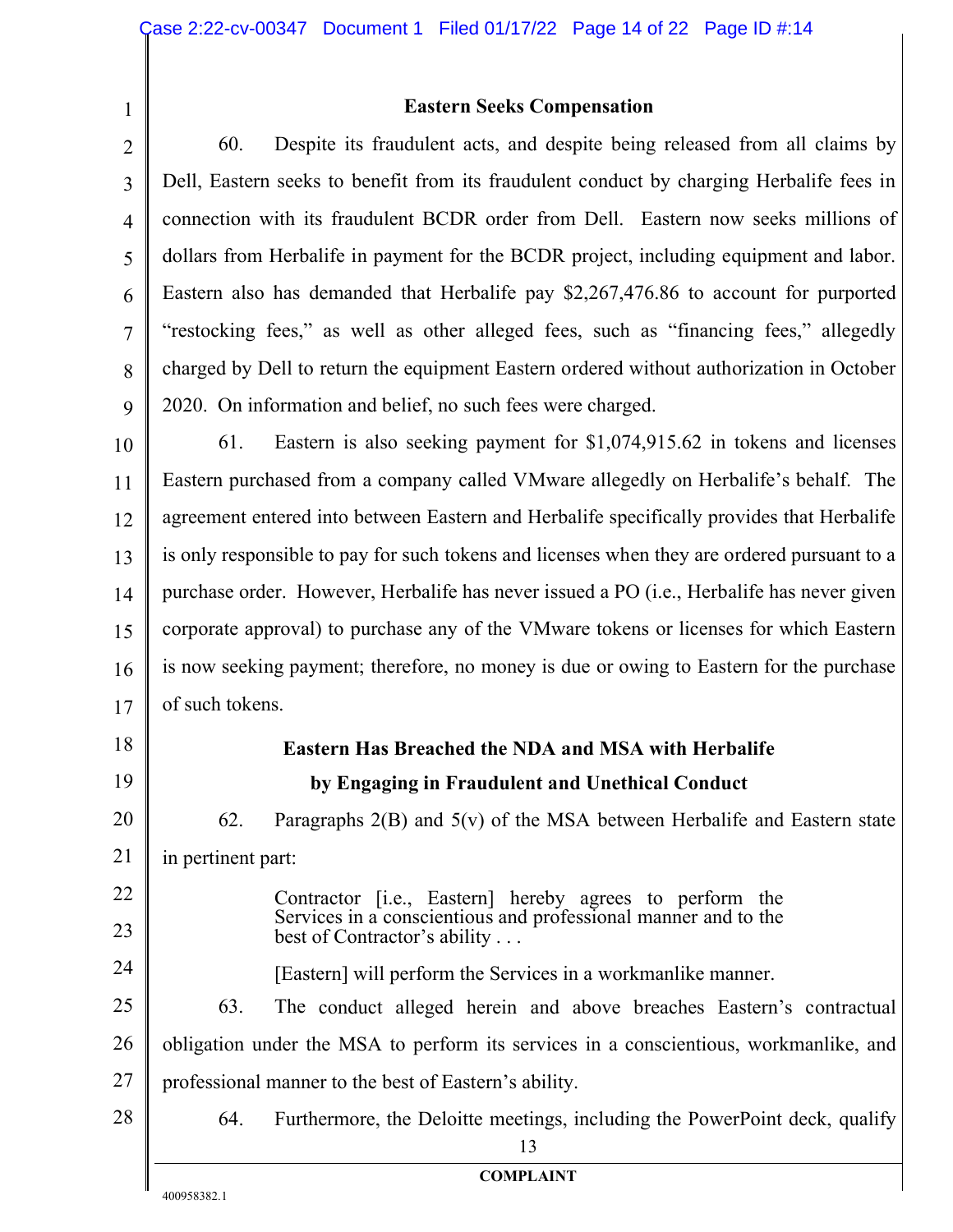**Eastern Seeks Compensation**

60. Despite its fraudulent acts, and despite being released from all claims by Dell, Eastern seeks to benefit from its fraudulent conduct by charging Herbalife fees in connection with its fraudulent BCDR order from Dell. Eastern now seeks millions of dollars from Herbalife in payment for the BCDR project, including equipment and labor. Eastern also has demanded that Herbalife pay $2,267,476.86 to account for purported "restocking fees," as well as other alleged fees, such as "financing fees," allegedly charged by Dell to return the equipment Eastern ordered without authorization in October 2020. On information and belief, no such fees were charged.

61. Eastern is also seeking payment for $1,074,915.62 in tokens and licenses Eastern purchased from a company called VMware allegedly on Herbalife's behalf. The agreement entered into between Eastern and Herbalife specifically provides that Herbalife is only responsible to pay for such tokens and licenses when they are ordered pursuant to a purchase order. However, Herbalife has never issued a PO (i.e., Herbalife has never given corporate approval) to purchase any of the VMware tokens or licenses for which Eastern is now seeking payment; therefore, no money is due or owing to Eastern for the purchase of such tokens.

**Eastern Has Breached the NDA and MSA with Herbalife by Engaging in Fraudulent and Unethical Conduct**

62. Paragraphs 2(B) and 5(v) of the MSA between Herbalife and Eastern state in pertinent part:

> Contractor [i.e., Eastern] hereby agrees to perform the Services in a conscientious and professional manner and to the best of Contractor's ability . . .
>
> [Eastern] will perform the Services in a workmanlike manner.

63. The conduct alleged herein and above breaches Eastern's contractual obligation under the MSA to perform its services in a conscientious, workmanlike, and professional manner to the best of Eastern's ability.

64. Furthermore, the Deloitte meetings, including the PowerPoint deck, qualify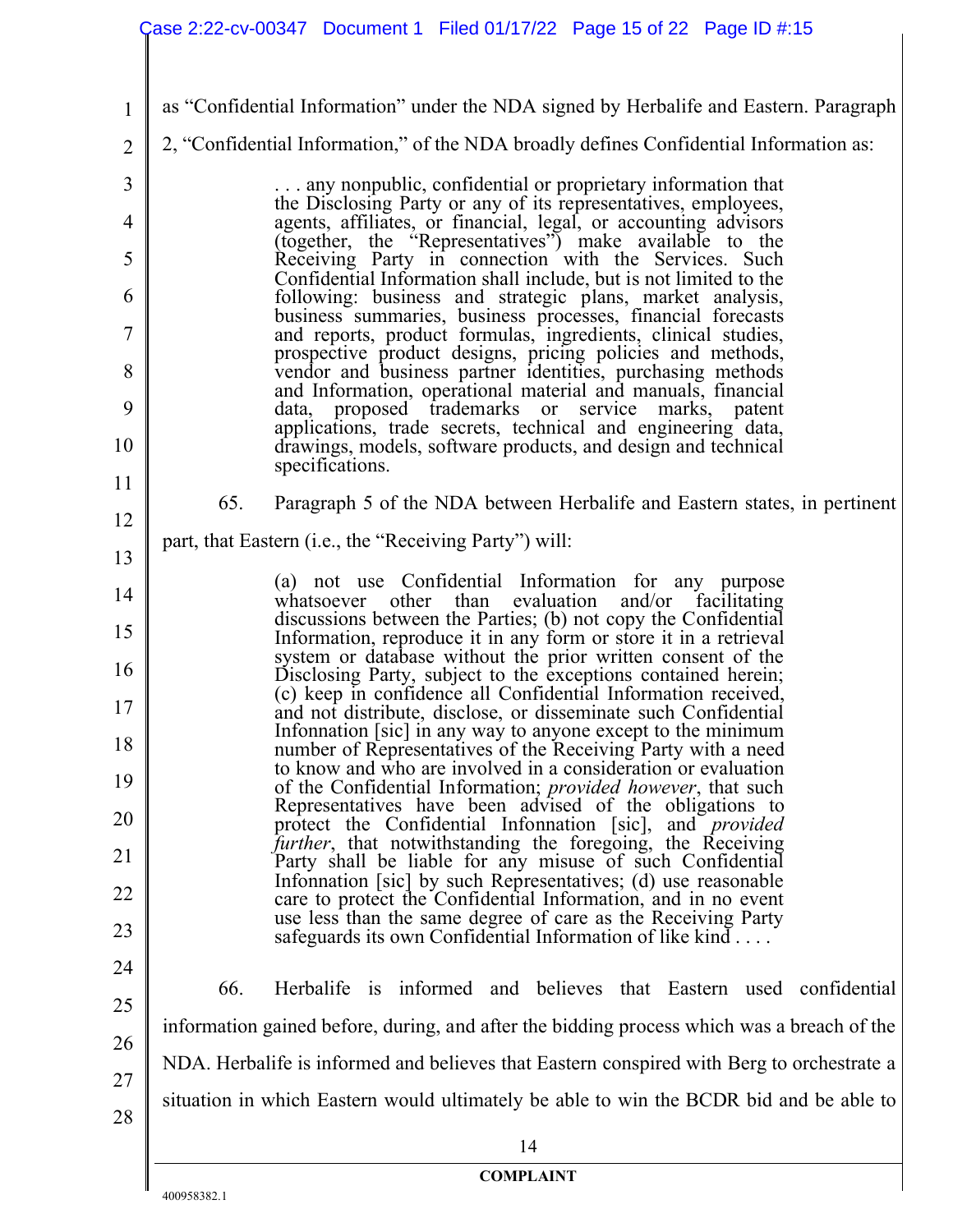as "Confidential Information" under the NDA signed by Herbalife and Eastern. Paragraph 2, "Confidential Information," of the NDA broadly defines Confidential Information as:

> . . . any nonpublic, confidential or proprietary information that the Disclosing Party or any of its representatives, employees, agents, affiliates, or financial, legal, or accounting advisors (together, the "Representatives") make available to the Receiving Party in connection with the Services. Such Confidential Information shall include, but is not limited to the following: business and strategic plans, market analysis, business summaries, business processes, financial forecasts and reports, product formulas, ingredients, clinical studies, prospective product designs, pricing policies and methods, vendor and business partner identities, purchasing methods and Information, operational material and manuals, financial data, proposed trademarks or service marks, patent applications, trade secrets, technical and engineering data, drawings, models, software products, and design and technical specifications.

65. Paragraph 5 of the NDA between Herbalife and Eastern states, in pertinent part, that Eastern (i.e., the "Receiving Party") will:

> (a) not use Confidential Information for any purpose whatsoever other than evaluation and/or facilitating discussions between the Parties; (b) not copy the Confidential Information, reproduce it in any form or store it in a retrieval system or database without the prior written consent of the Disclosing Party, subject to the exceptions contained herein; (c) keep in confidence all Confidential Information received, and not distribute, disclose, or disseminate such Confidential Infonnation [sic] in any way to anyone except to the minimum number of Representatives of the Receiving Party with a need to know and who are involved in a consideration or evaluation of the Confidential Information; *provided however*, that such Representatives have been advised of the obligations to protect the Confidential Infonnation [sic], and *provided further*, that notwithstanding the foregoing, the Receiving Party shall be liable for any misuse of such Confidential Infonnation [sic] by such Representatives; (d) use reasonable care to protect the Confidential Information, and in no event use less than the same degree of care as the Receiving Party safeguards its own Confidential Information of like kind . . . .

66. Herbalife is informed and believes that Eastern used confidential information gained before, during, and after the bidding process which was a breach of the NDA. Herbalife is informed and believes that Eastern conspired with Berg to orchestrate a situation in which Eastern would ultimately be able to win the BCDR bid and be able to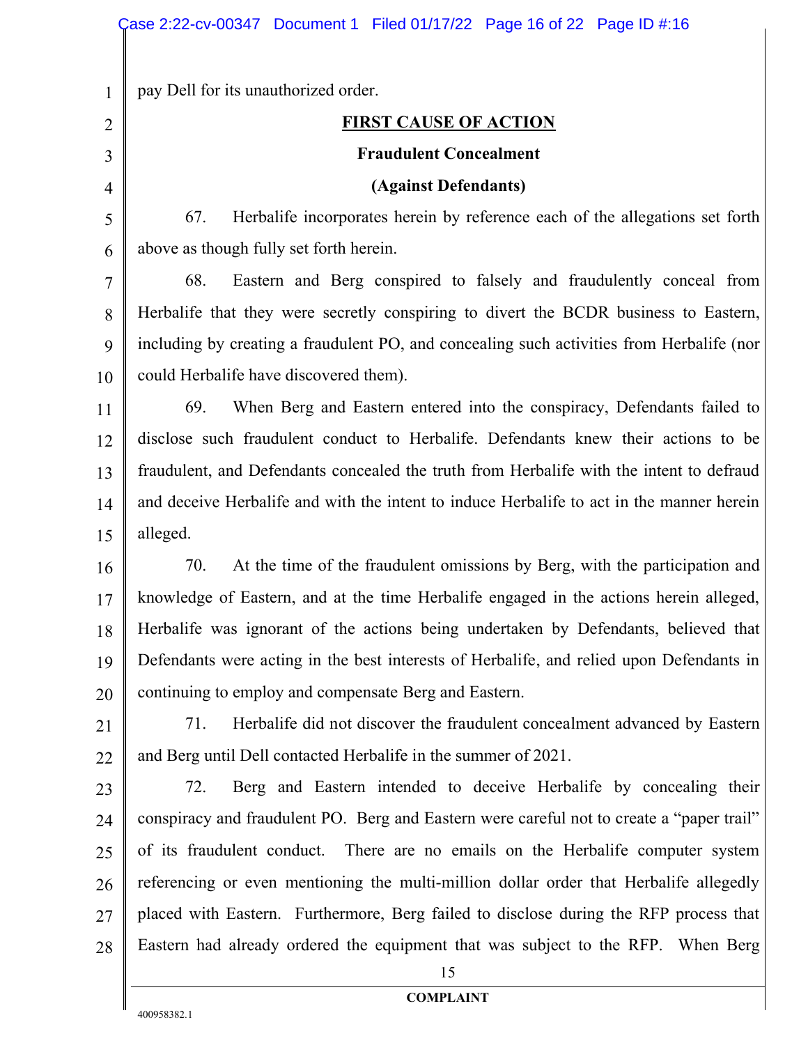pay Dell for its unauthorized order.

**FIRST CAUSE OF ACTION**

**Fraudulent Concealment**

**(Against Defendants)**

67. Herbalife incorporates herein by reference each of the allegations set forth above as though fully set forth herein.

68. Eastern and Berg conspired to falsely and fraudulently conceal from Herbalife that they were secretly conspiring to divert the BCDR business to Eastern, including by creating a fraudulent PO, and concealing such activities from Herbalife (nor could Herbalife have discovered them).

69. When Berg and Eastern entered into the conspiracy, Defendants failed to disclose such fraudulent conduct to Herbalife. Defendants knew their actions to be fraudulent, and Defendants concealed the truth from Herbalife with the intent to defraud and deceive Herbalife and with the intent to induce Herbalife to act in the manner herein alleged.

70. At the time of the fraudulent omissions by Berg, with the participation and knowledge of Eastern, and at the time Herbalife engaged in the actions herein alleged, Herbalife was ignorant of the actions being undertaken by Defendants, believed that Defendants were acting in the best interests of Herbalife, and relied upon Defendants in continuing to employ and compensate Berg and Eastern.

71. Herbalife did not discover the fraudulent concealment advanced by Eastern and Berg until Dell contacted Herbalife in the summer of 2021.

72. Berg and Eastern intended to deceive Herbalife by concealing their conspiracy and fraudulent PO. Berg and Eastern were careful not to create a "paper trail" of its fraudulent conduct. There are no emails on the Herbalife computer system referencing or even mentioning the multi-million dollar order that Herbalife allegedly placed with Eastern. Furthermore, Berg failed to disclose during the RFP process that Eastern had already ordered the equipment that was subject to the RFP. When Berg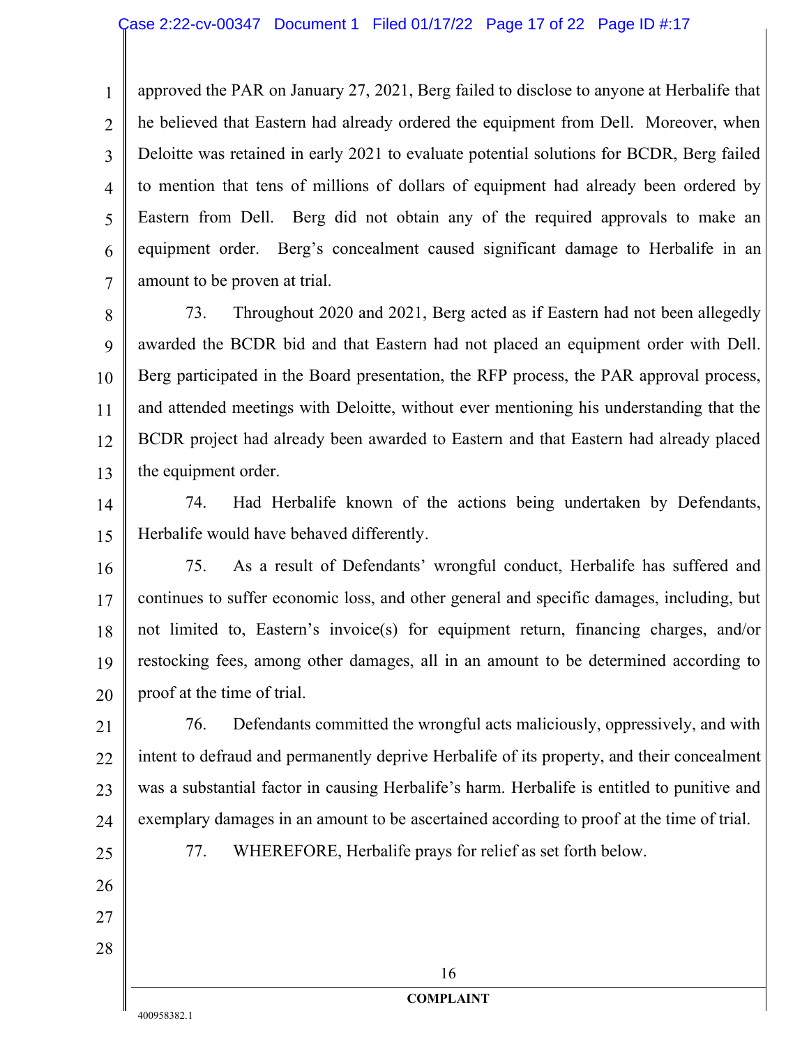approved the PAR on January 27, 2021, Berg failed to disclose to anyone at Herbalife that he believed that Eastern had already ordered the equipment from Dell. Moreover, when Deloitte was retained in early 2021 to evaluate potential solutions for BCDR, Berg failed to mention that tens of millions of dollars of equipment had already been ordered by Eastern from Dell. Berg did not obtain any of the required approvals to make an equipment order. Berg's concealment caused significant damage to Herbalife in an amount to be proven at trial.

73. Throughout 2020 and 2021, Berg acted as if Eastern had not been allegedly awarded the BCDR bid and that Eastern had not placed an equipment order with Dell. Berg participated in the Board presentation, the RFP process, the PAR approval process, and attended meetings with Deloitte, without ever mentioning his understanding that the BCDR project had already been awarded to Eastern and that Eastern had already placed the equipment order.

74. Had Herbalife known of the actions being undertaken by Defendants, Herbalife would have behaved differently.

75. As a result of Defendants' wrongful conduct, Herbalife has suffered and continues to suffer economic loss, and other general and specific damages, including, but not limited to, Eastern's invoice(s) for equipment return, financing charges, and/or restocking fees, among other damages, all in an amount to be determined according to proof at the time of trial.

76. Defendants committed the wrongful acts maliciously, oppressively, and with intent to defraud and permanently deprive Herbalife of its property, and their concealment was a substantial factor in causing Herbalife's harm. Herbalife is entitled to punitive and exemplary damages in an amount to be ascertained according to proof at the time of trial.

77. WHEREFORE, Herbalife prays for relief as set forth below.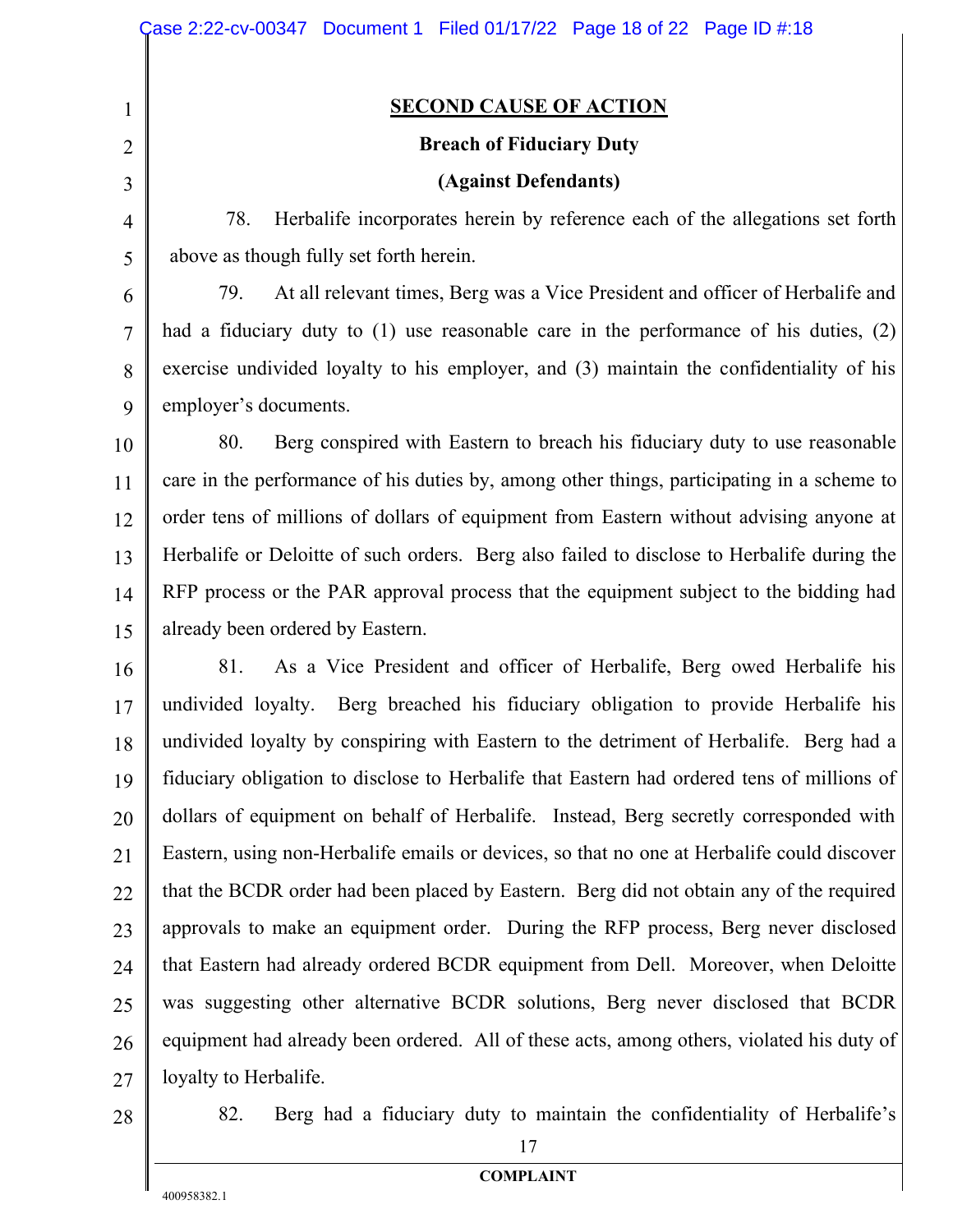## SECOND CAUSE OF ACTION

### Breach of Fiduciary Duty

### (Against Defendants)

78. Herbalife incorporates herein by reference each of the allegations set forth above as though fully set forth herein.

79. At all relevant times, Berg was a Vice President and officer of Herbalife and had a fiduciary duty to (1) use reasonable care in the performance of his duties, (2) exercise undivided loyalty to his employer, and (3) maintain the confidentiality of his employer's documents.

80. Berg conspired with Eastern to breach his fiduciary duty to use reasonable care in the performance of his duties by, among other things, participating in a scheme to order tens of millions of dollars of equipment from Eastern without advising anyone at Herbalife or Deloitte of such orders. Berg also failed to disclose to Herbalife during the RFP process or the PAR approval process that the equipment subject to the bidding had already been ordered by Eastern.

81. As a Vice President and officer of Herbalife, Berg owed Herbalife his undivided loyalty. Berg breached his fiduciary obligation to provide Herbalife his undivided loyalty by conspiring with Eastern to the detriment of Herbalife. Berg had a fiduciary obligation to disclose to Herbalife that Eastern had ordered tens of millions of dollars of equipment on behalf of Herbalife. Instead, Berg secretly corresponded with Eastern, using non-Herbalife emails or devices, so that no one at Herbalife could discover that the BCDR order had been placed by Eastern. Berg did not obtain any of the required approvals to make an equipment order. During the RFP process, Berg never disclosed that Eastern had already ordered BCDR equipment from Dell. Moreover, when Deloitte was suggesting other alternative BCDR solutions, Berg never disclosed that BCDR equipment had already been ordered. All of these acts, among others, violated his duty of loyalty to Herbalife.

82. Berg had a fiduciary duty to maintain the confidentiality of Herbalife's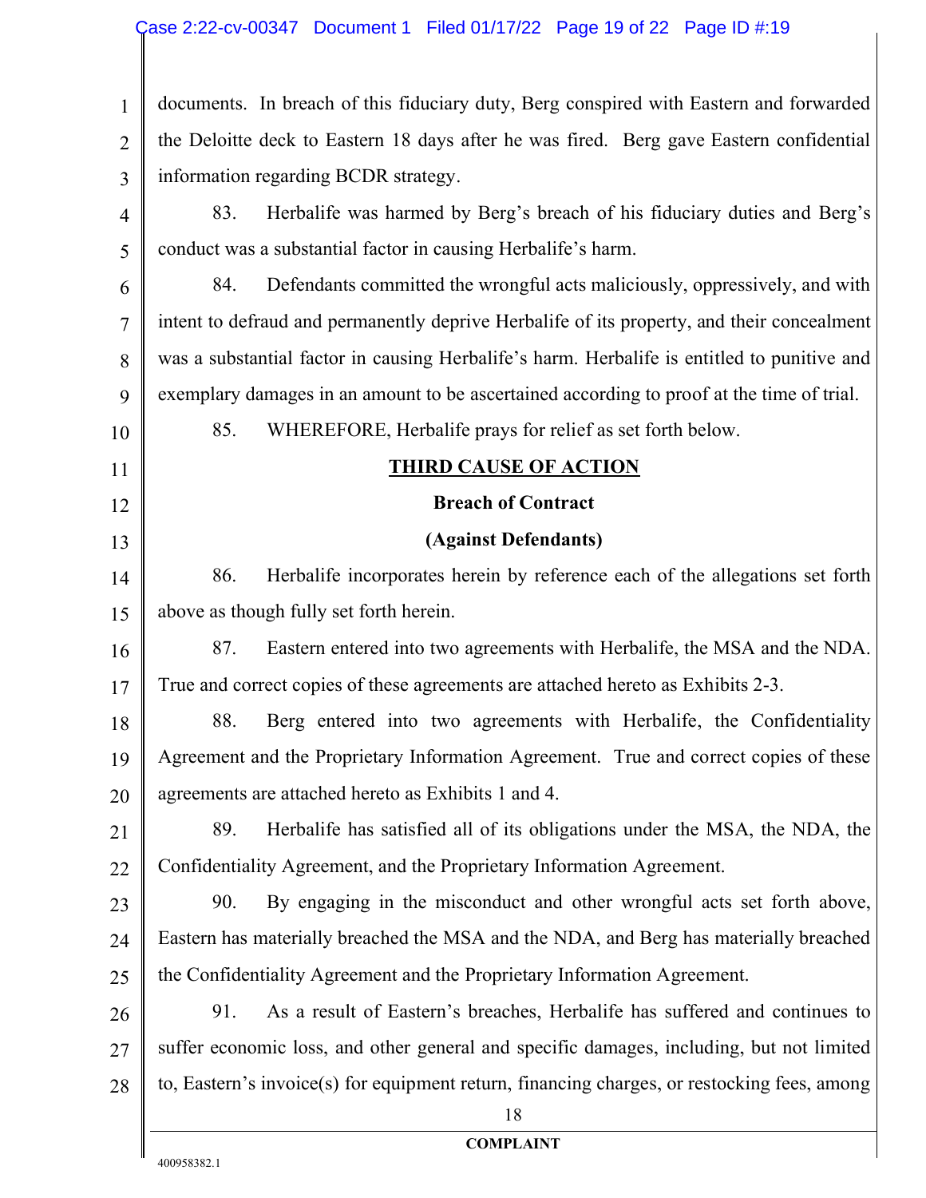documents. In breach of this fiduciary duty, Berg conspired with Eastern and forwarded the Deloitte deck to Eastern 18 days after he was fired. Berg gave Eastern confidential information regarding BCDR strategy.

83. Herbalife was harmed by Berg's breach of his fiduciary duties and Berg's conduct was a substantial factor in causing Herbalife's harm.

84. Defendants committed the wrongful acts maliciously, oppressively, and with intent to defraud and permanently deprive Herbalife of its property, and their concealment was a substantial factor in causing Herbalife's harm. Herbalife is entitled to punitive and exemplary damages in an amount to be ascertained according to proof at the time of trial.

85. WHEREFORE, Herbalife prays for relief as set forth below.

**THIRD CAUSE OF ACTION**

**Breach of Contract**

**(Against Defendants)**

86. Herbalife incorporates herein by reference each of the allegations set forth above as though fully set forth herein.

87. Eastern entered into two agreements with Herbalife, the MSA and the NDA. True and correct copies of these agreements are attached hereto as Exhibits 2-3.

88. Berg entered into two agreements with Herbalife, the Confidentiality Agreement and the Proprietary Information Agreement. True and correct copies of these agreements are attached hereto as Exhibits 1 and 4.

89. Herbalife has satisfied all of its obligations under the MSA, the NDA, the Confidentiality Agreement, and the Proprietary Information Agreement.

90. By engaging in the misconduct and other wrongful acts set forth above, Eastern has materially breached the MSA and the NDA, and Berg has materially breached the Confidentiality Agreement and the Proprietary Information Agreement.

91. As a result of Eastern's breaches, Herbalife has suffered and continues to suffer economic loss, and other general and specific damages, including, but not limited to, Eastern's invoice(s) for equipment return, financing charges, or restocking fees, among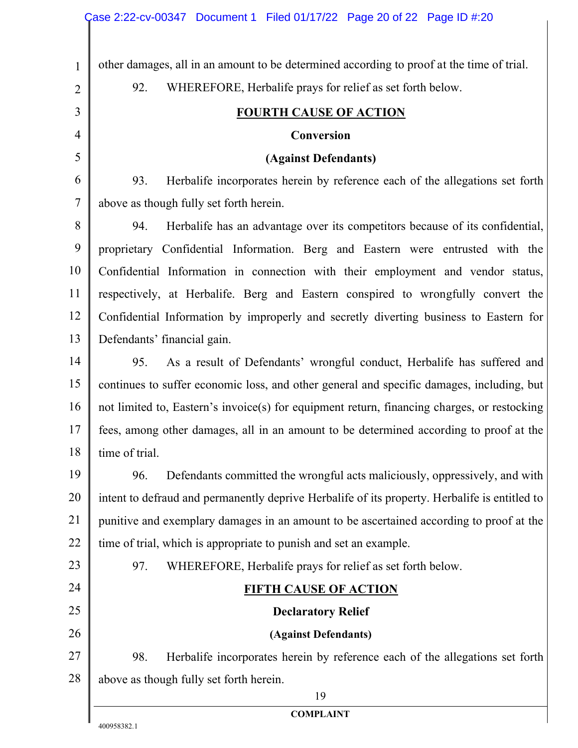other damages, all in an amount to be determined according to proof at the time of trial.

92. WHEREFORE, Herbalife prays for relief as set forth below.

**FOURTH CAUSE OF ACTION**

**Conversion**

**(Against Defendants)**

93. Herbalife incorporates herein by reference each of the allegations set forth above as though fully set forth herein.

94. Herbalife has an advantage over its competitors because of its confidential, proprietary Confidential Information. Berg and Eastern were entrusted with the Confidential Information in connection with their employment and vendor status, respectively, at Herbalife. Berg and Eastern conspired to wrongfully convert the Confidential Information by improperly and secretly diverting business to Eastern for Defendants' financial gain.

95. As a result of Defendants' wrongful conduct, Herbalife has suffered and continues to suffer economic loss, and other general and specific damages, including, but not limited to, Eastern's invoice(s) for equipment return, financing charges, or restocking fees, among other damages, all in an amount to be determined according to proof at the time of trial.

96. Defendants committed the wrongful acts maliciously, oppressively, and with intent to defraud and permanently deprive Herbalife of its property. Herbalife is entitled to punitive and exemplary damages in an amount to be ascertained according to proof at the time of trial, which is appropriate to punish and set an example.

97. WHEREFORE, Herbalife prays for relief as set forth below.

**FIFTH CAUSE OF ACTION**

**Declaratory Relief**

**(Against Defendants)**

98. Herbalife incorporates herein by reference each of the allegations set forth above as though fully set forth herein.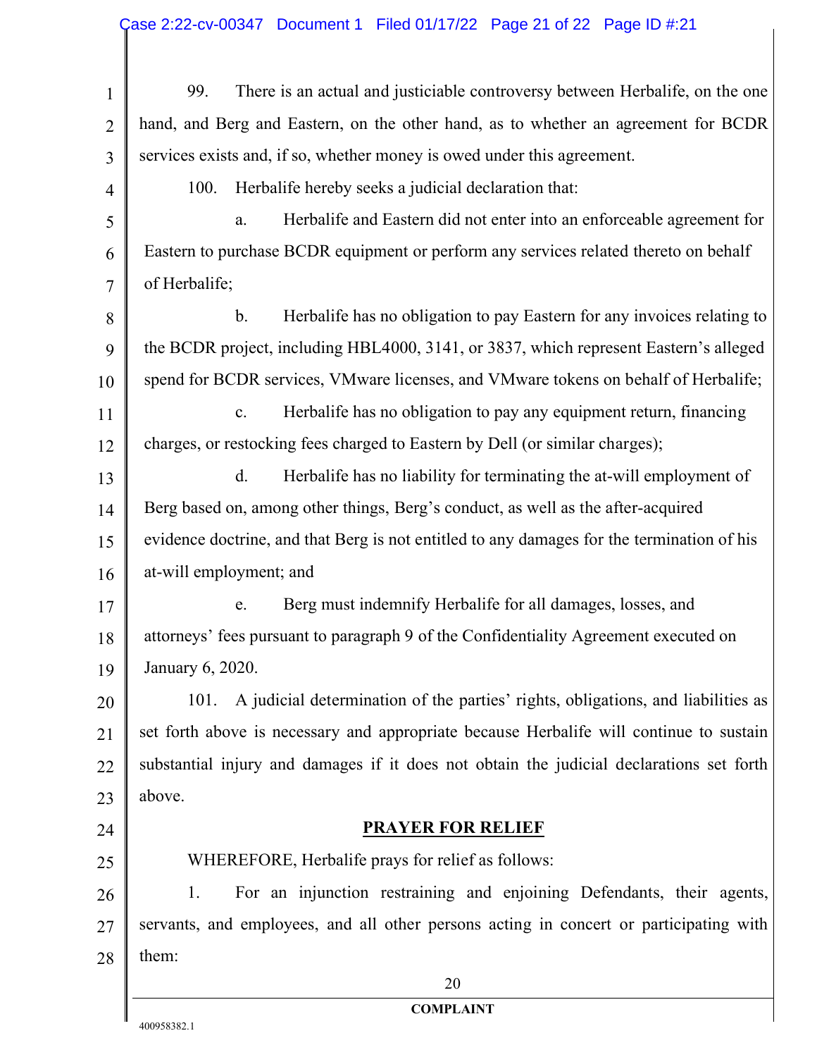99. There is an actual and justiciable controversy between Herbalife, on the one hand, and Berg and Eastern, on the other hand, as to whether an agreement for BCDR services exists and, if so, whether money is owed under this agreement.

100. Herbalife hereby seeks a judicial declaration that:

a. Herbalife and Eastern did not enter into an enforceable agreement for Eastern to purchase BCDR equipment or perform any services related thereto on behalf of Herbalife;

b. Herbalife has no obligation to pay Eastern for any invoices relating to the BCDR project, including HBL4000, 3141, or 3837, which represent Eastern's alleged spend for BCDR services, VMware licenses, and VMware tokens on behalf of Herbalife;

c. Herbalife has no obligation to pay any equipment return, financing charges, or restocking fees charged to Eastern by Dell (or similar charges);

d. Herbalife has no liability for terminating the at-will employment of Berg based on, among other things, Berg's conduct, as well as the after-acquired evidence doctrine, and that Berg is not entitled to any damages for the termination of his at-will employment; and

e. Berg must indemnify Herbalife for all damages, losses, and attorneys' fees pursuant to paragraph 9 of the Confidentiality Agreement executed on January 6, 2020.

101. A judicial determination of the parties' rights, obligations, and liabilities as set forth above is necessary and appropriate because Herbalife will continue to sustain substantial injury and damages if it does not obtain the judicial declarations set forth above.

## PRAYER FOR RELIEF

WHEREFORE, Herbalife prays for relief as follows:

1. For an injunction restraining and enjoining Defendants, their agents, servants, and employees, and all other persons acting in concert or participating with them: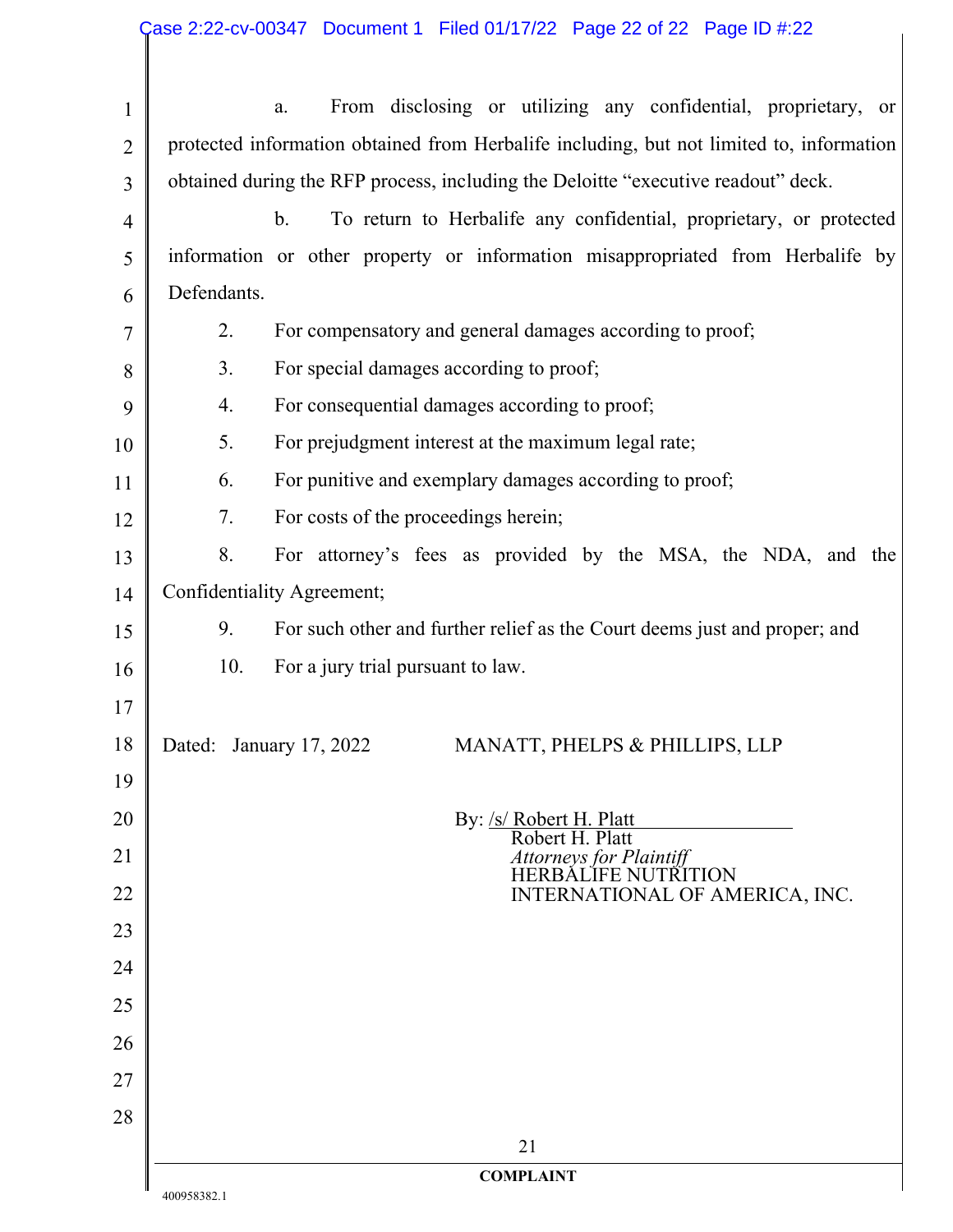a. From disclosing or utilizing any confidential, proprietary, or protected information obtained from Herbalife including, but not limited to, information obtained during the RFP process, including the Deloitte "executive readout" deck.

b. To return to Herbalife any confidential, proprietary, or protected information or other property or information misappropriated from Herbalife by Defendants.

2. For compensatory and general damages according to proof;

3. For special damages according to proof;

4. For consequential damages according to proof;

5. For prejudgment interest at the maximum legal rate;

6. For punitive and exemplary damages according to proof;

7. For costs of the proceedings herein;

8. For attorney's fees as provided by the MSA, the NDA, and the Confidentiality Agreement;

9. For such other and further relief as the Court deems just and proper; and

10. For a jury trial pursuant to law.

Dated: January 17, 2022

MANATT, PHELPS & PHILLIPS, LLP

By: /s/ Robert H. Platt
Robert H. Platt
*Attorneys for Plaintiff*
HERBALIFE NUTRITION INTERNATIONAL OF AMERICA, INC.

COMPLAINT

400958382.1